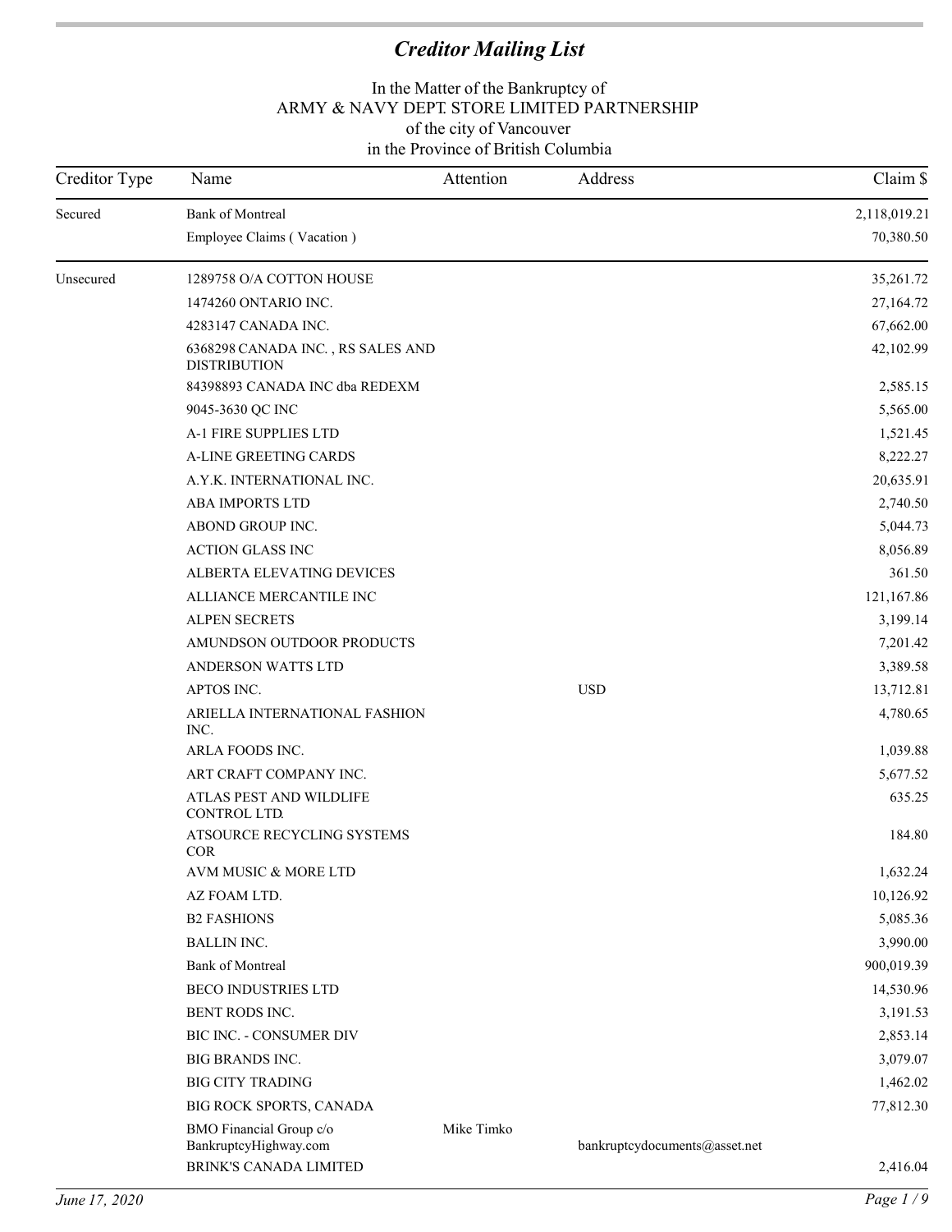# *Creditor Mailing List*

In the Matter of the Bankruptcy of
ARMY & NAVY DEPT. STORE LIMITED PARTNERSHIP
of the city of Vancouver
in the Province of British Columbia

| Creditor Type | Name | Attention | Address | Claim $ |
|---|---|---|---|---|
| Secured | Bank of Montreal | | | 2,118,019.21 |
| | Employee Claims ( Vacation ) | | | 70,380.50 |
| Unsecured | 1289758 O/A COTTON HOUSE | | | 35,261.72 |
| | 1474260 ONTARIO INC. | | | 27,164.72 |
| | 4283147 CANADA INC. | | | 67,662.00 |
| | 6368298 CANADA INC. , RS SALES AND DISTRIBUTION | | | 42,102.99 |
| | 84398893 CANADA INC dba REDEXM | | | 2,585.15 |
| | 9045-3630 QC INC | | | 5,565.00 |
| | A-1 FIRE SUPPLIES LTD | | | 1,521.45 |
| | A-LINE GREETING CARDS | | | 8,222.27 |
| | A.Y.K. INTERNATIONAL INC. | | | 20,635.91 |
| | ABA IMPORTS LTD | | | 2,740.50 |
| | ABOND GROUP INC. | | | 5,044.73 |
| | ACTION GLASS INC | | | 8,056.89 |
| | ALBERTA ELEVATING DEVICES | | | 361.50 |
| | ALLIANCE MERCANTILE INC | | | 121,167.86 |
| | ALPEN SECRETS | | | 3,199.14 |
| | AMUNDSON OUTDOOR PRODUCTS | | | 7,201.42 |
| | ANDERSON WATTS LTD | | | 3,389.58 |
| | APTOS INC. | | USD | 13,712.81 |
| | ARIELLA INTERNATIONAL FASHION INC. | | | 4,780.65 |
| | ARLA FOODS INC. | | | 1,039.88 |
| | ART CRAFT COMPANY INC. | | | 5,677.52 |
| | ATLAS PEST AND WILDLIFE CONTROL LTD. | | | 635.25 |
| | ATSOURCE RECYCLING SYSTEMS COR | | | 184.80 |
| | AVM MUSIC & MORE LTD | | | 1,632.24 |
| | AZ FOAM LTD. | | | 10,126.92 |
| | B2 FASHIONS | | | 5,085.36 |
| | BALLIN INC. | | | 3,990.00 |
| | Bank of Montreal | | | 900,019.39 |
| | BECO INDUSTRIES LTD | | | 14,530.96 |
| | BENT RODS INC. | | | 3,191.53 |
| | BIC INC. - CONSUMER DIV | | | 2,853.14 |
| | BIG BRANDS INC. | | | 3,079.07 |
| | BIG CITY TRADING | | | 1,462.02 |
| | BIG ROCK SPORTS, CANADA | | | 77,812.30 |
| | BMO Financial Group c/o BankruptcyHighway.com | Mike Timko | bankruptcydocuments@asset.net | |
| | BRINK'S CANADA LIMITED | | | 2,416.04 |

*June 17, 2020*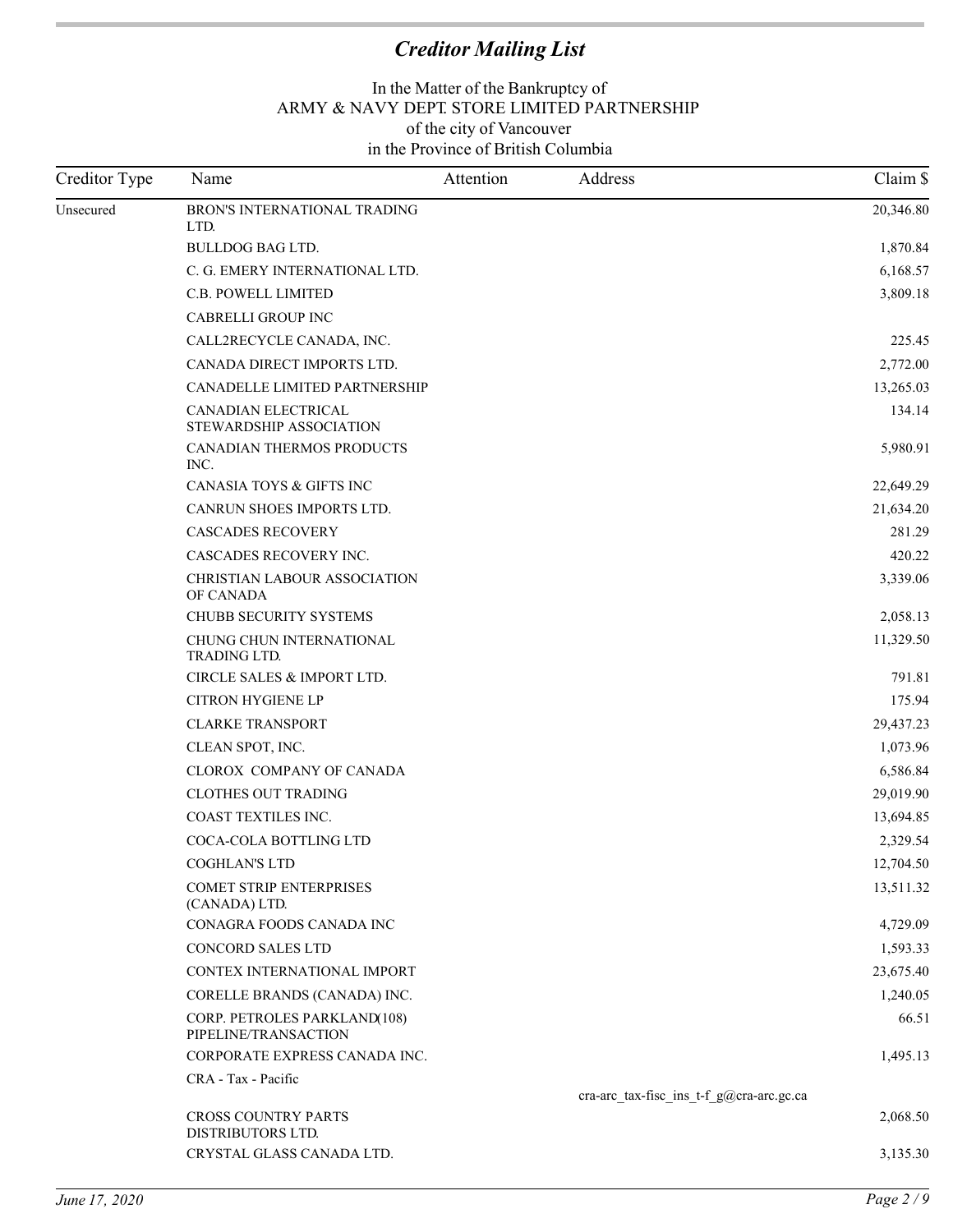# *Creditor Mailing List*

In the Matter of the Bankruptcy of
ARMY & NAVY DEPT. STORE LIMITED PARTNERSHIP
of the city of Vancouver
in the Province of British Columbia

| Creditor Type | Name | Attention | Address | Claim $ |
|---|---|---|---|---|
| Unsecured | BRON'S INTERNATIONAL TRADING LTD. | | | 20,346.80 |
| | BULLDOG BAG LTD. | | | 1,870.84 |
| | C. G. EMERY INTERNATIONAL LTD. | | | 6,168.57 |
| | C.B. POWELL LIMITED | | | 3,809.18 |
| | CABRELLI GROUP INC | | | |
| | CALL2RECYCLE CANADA, INC. | | | 225.45 |
| | CANADA DIRECT IMPORTS LTD. | | | 2,772.00 |
| | CANADELLE LIMITED PARTNERSHIP | | | 13,265.03 |
| | CANADIAN ELECTRICAL STEWARDSHIP ASSOCIATION | | | 134.14 |
| | CANADIAN THERMOS PRODUCTS INC. | | | 5,980.91 |
| | CANASIA TOYS & GIFTS INC | | | 22,649.29 |
| | CANRUN SHOES IMPORTS LTD. | | | 21,634.20 |
| | CASCADES RECOVERY | | | 281.29 |
| | CASCADES RECOVERY INC. | | | 420.22 |
| | CHRISTIAN LABOUR ASSOCIATION OF CANADA | | | 3,339.06 |
| | CHUBB SECURITY SYSTEMS | | | 2,058.13 |
| | CHUNG CHUN INTERNATIONAL TRADING LTD. | | | 11,329.50 |
| | CIRCLE SALES & IMPORT LTD. | | | 791.81 |
| | CITRON HYGIENE LP | | | 175.94 |
| | CLARKE TRANSPORT | | | 29,437.23 |
| | CLEAN SPOT, INC. | | | 1,073.96 |
| | CLOROX COMPANY OF CANADA | | | 6,586.84 |
| | CLOTHES OUT TRADING | | | 29,019.90 |
| | COAST TEXTILES INC. | | | 13,694.85 |
| | COCA-COLA BOTTLING LTD | | | 2,329.54 |
| | COGHLAN'S LTD | | | 12,704.50 |
| | COMET STRIP ENTERPRISES (CANADA) LTD. | | | 13,511.32 |
| | CONAGRA FOODS CANADA INC | | | 4,729.09 |
| | CONCORD SALES LTD | | | 1,593.33 |
| | CONTEX INTERNATIONAL IMPORT | | | 23,675.40 |
| | CORELLE BRANDS (CANADA) INC. | | | 1,240.05 |
| | CORP. PETROLES PARKLAND(108) PIPELINE/TRANSACTION | | | 66.51 |
| | CORPORATE EXPRESS CANADA INC. | | | 1,495.13 |
| | CRA - Tax - Pacific | | cra-arc_tax-fisc_ins_t-f_g@cra-arc.gc.ca | |
| | CROSS COUNTRY PARTS DISTRIBUTORS LTD. | | | 2,068.50 |
| | CRYSTAL GLASS CANADA LTD. | | | 3,135.30 |

*June 17, 2020*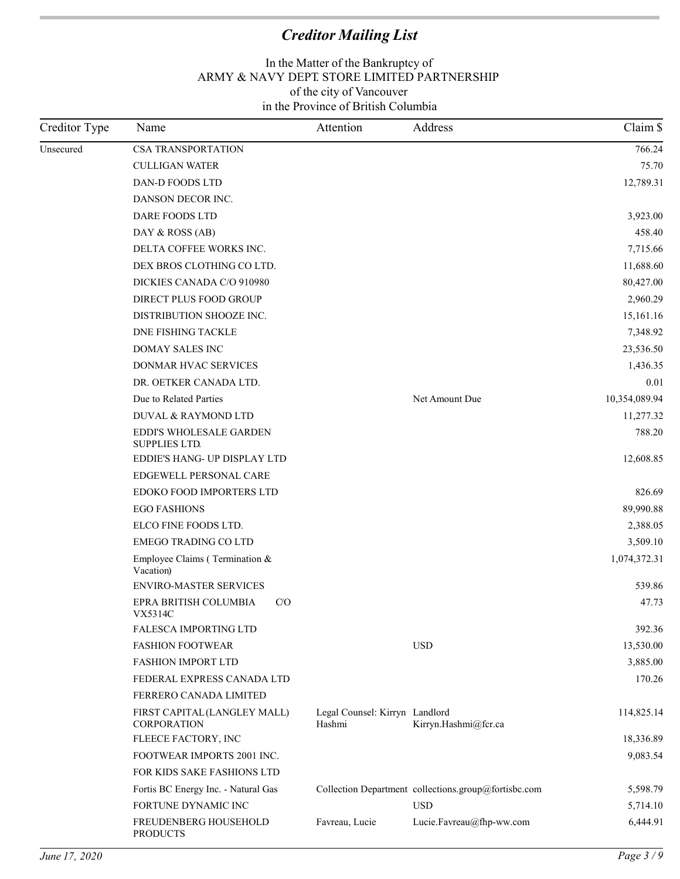# Creditor Mailing List

In the Matter of the Bankruptcy of
ARMY & NAVY DEPT. STORE LIMITED PARTNERSHIP
of the city of Vancouver
in the Province of British Columbia

| Creditor Type | Name | Attention | Address | Claim $ |
|---|---|---|---|---|
| Unsecured | CSA TRANSPORTATION | | | 766.24 |
| | CULLIGAN WATER | | | 75.70 |
| | DAN-D FOODS LTD | | | 12,789.31 |
| | DANSON DECOR INC. | | | |
| | DARE FOODS LTD | | | 3,923.00 |
| | DAY & ROSS (AB) | | | 458.40 |
| | DELTA COFFEE WORKS INC. | | | 7,715.66 |
| | DEX BROS CLOTHING CO LTD. | | | 11,688.60 |
| | DICKIES CANADA C/O 910980 | | | 80,427.00 |
| | DIRECT PLUS FOOD GROUP | | | 2,960.29 |
| | DISTRIBUTION SHOOZE INC. | | | 15,161.16 |
| | DNE FISHING TACKLE | | | 7,348.92 |
| | DOMAY SALES INC | | | 23,536.50 |
| | DONMAR HVAC SERVICES | | | 1,436.35 |
| | DR. OETKER CANADA LTD. | | | 0.01 |
| | Due to Related Parties | | Net Amount Due | 10,354,089.94 |
| | DUVAL & RAYMOND LTD | | | 11,277.32 |
| | EDDI'S WHOLESALE GARDEN SUPPLIES LTD. | | | 788.20 |
| | EDDIE'S HANG- UP DISPLAY LTD | | | 12,608.85 |
| | EDGEWELL PERSONAL CARE | | | |
| | EDOKO FOOD IMPORTERS LTD | | | 826.69 |
| | EGO FASHIONS | | | 89,990.88 |
| | ELCO FINE FOODS LTD. | | | 2,388.05 |
| | EMEGO TRADING CO LTD | | | 3,509.10 |
| | Employee Claims ( Termination & Vacation) | | | 1,074,372.31 |
| | ENVIRO-MASTER SERVICES | | | 539.86 |
| | EPRA BRITISH COLUMBIA C/O VX5314C | | | 47.73 |
| | FALESCA IMPORTING LTD | | | 392.36 |
| | FASHION FOOTWEAR | | USD | 13,530.00 |
| | FASHION IMPORT LTD | | | 3,885.00 |
| | FEDERAL EXPRESS CANADA LTD | | | 170.26 |
| | FERRERO CANADA LIMITED | | | |
| | FIRST CAPITAL (LANGLEY MALL) CORPORATION | Legal Counsel: Kirryn Hashmi | Landlord Kirryn.Hashmi@fcr.ca | 114,825.14 |
| | FLEECE FACTORY, INC | | | 18,336.89 |
| | FOOTWEAR IMPORTS 2001 INC. | | | 9,083.54 |
| | FOR KIDS SAKE FASHIONS LTD | | | |
| | Fortis BC Energy Inc. - Natural Gas | Collection Department | collections.group@fortisbc.com | 5,598.79 |
| | FORTUNE DYNAMIC INC | | USD | 5,714.10 |
| | FREUDENBERG HOUSEHOLD PRODUCTS | Favreau, Lucie | Lucie.Favreau@fhp-ww.com | 6,444.91 |

June 17, 2020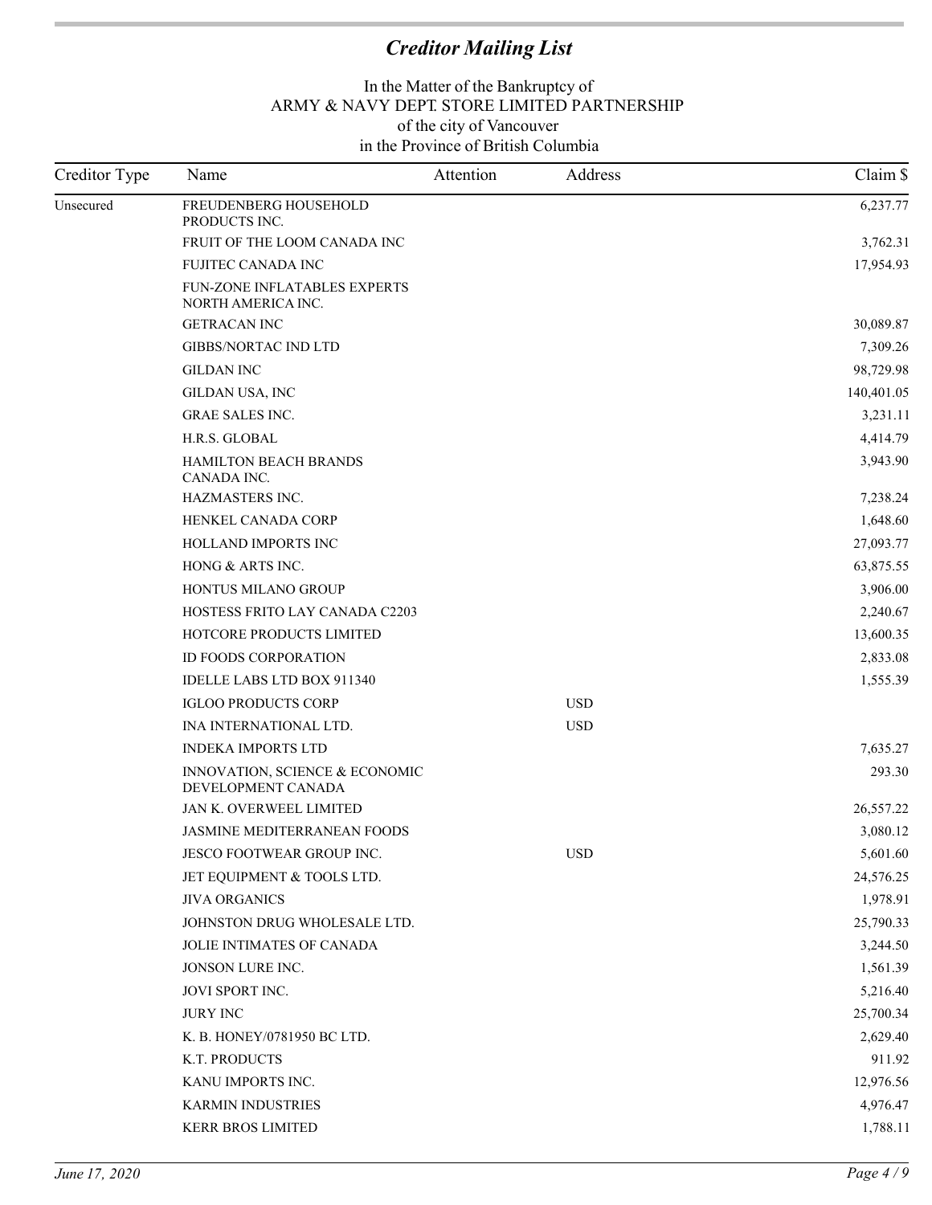# Creditor Mailing List

In the Matter of the Bankruptcy of
ARMY & NAVY DEPT. STORE LIMITED PARTNERSHIP
of the city of Vancouver
in the Province of British Columbia

| Creditor Type | Name | Attention | Address | Claim $ |
|---|---|---|---|---|
| Unsecured | FREUDENBERG HOUSEHOLD PRODUCTS INC. | | | 6,237.77 |
| | FRUIT OF THE LOOM CANADA INC | | | 3,762.31 |
| | FUJITEC CANADA INC | | | 17,954.93 |
| | FUN-ZONE INFLATABLES EXPERTS NORTH AMERICA INC. | | | |
| | GETRACAN INC | | | 30,089.87 |
| | GIBBS/NORTAC IND LTD | | | 7,309.26 |
| | GILDAN INC | | | 98,729.98 |
| | GILDAN USA, INC | | | 140,401.05 |
| | GRAE SALES INC. | | | 3,231.11 |
| | H.R.S. GLOBAL | | | 4,414.79 |
| | HAMILTON BEACH BRANDS CANADA INC. | | | 3,943.90 |
| | HAZMASTERS INC. | | | 7,238.24 |
| | HENKEL CANADA CORP | | | 1,648.60 |
| | HOLLAND IMPORTS INC | | | 27,093.77 |
| | HONG & ARTS INC. | | | 63,875.55 |
| | HONTUS MILANO GROUP | | | 3,906.00 |
| | HOSTESS FRITO LAY CANADA C2203 | | | 2,240.67 |
| | HOTCORE PRODUCTS LIMITED | | | 13,600.35 |
| | ID FOODS CORPORATION | | | 2,833.08 |
| | IDELLE LABS LTD BOX 911340 | | | 1,555.39 |
| | IGLOO PRODUCTS CORP | | USD | |
| | INA INTERNATIONAL LTD. | | USD | |
| | INDEKA IMPORTS LTD | | | 7,635.27 |
| | INNOVATION, SCIENCE & ECONOMIC DEVELOPMENT CANADA | | | 293.30 |
| | JAN K. OVERWEEL LIMITED | | | 26,557.22 |
| | JASMINE MEDITERRANEAN FOODS | | | 3,080.12 |
| | JESCO FOOTWEAR GROUP INC. | | USD | 5,601.60 |
| | JET EQUIPMENT & TOOLS LTD. | | | 24,576.25 |
| | JIVA ORGANICS | | | 1,978.91 |
| | JOHNSTON DRUG WHOLESALE LTD. | | | 25,790.33 |
| | JOLIE INTIMATES OF CANADA | | | 3,244.50 |
| | JONSON LURE INC. | | | 1,561.39 |
| | JOVI SPORT INC. | | | 5,216.40 |
| | JURY INC | | | 25,700.34 |
| | K. B. HONEY/0781950 BC LTD. | | | 2,629.40 |
| | K.T. PRODUCTS | | | 911.92 |
| | KANU IMPORTS INC. | | | 12,976.56 |
| | KARMIN INDUSTRIES | | | 4,976.47 |
| | KERR BROS LIMITED | | | 1,788.11 |

June 17, 2020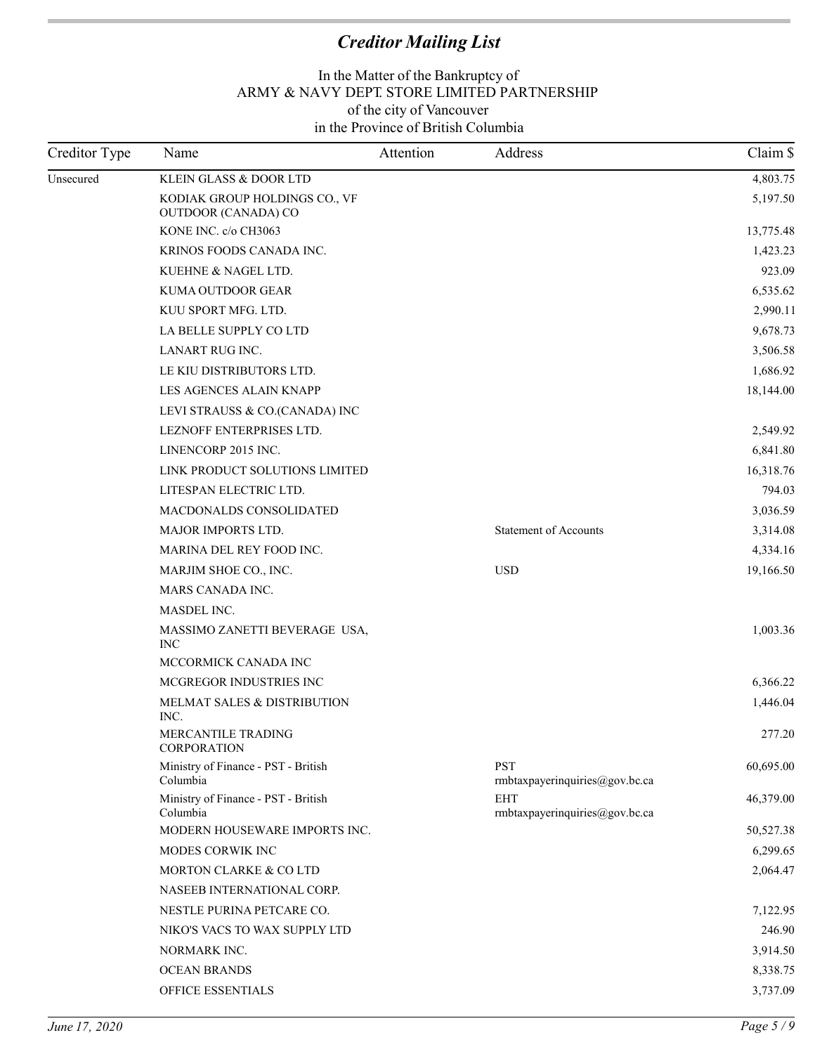# *Creditor Mailing List*

In the Matter of the Bankruptcy of
ARMY & NAVY DEPT. STORE LIMITED PARTNERSHIP
of the city of Vancouver
in the Province of British Columbia

| Creditor Type | Name | Attention | Address | Claim $ |
|---|---|---|---|---|
| Unsecured | KLEIN GLASS & DOOR LTD | | | 4,803.75 |
| | KODIAK GROUP HOLDINGS CO., VF OUTDOOR (CANADA) CO | | | 5,197.50 |
| | KONE INC. c/o CH3063 | | | 13,775.48 |
| | KRINOS FOODS CANADA INC. | | | 1,423.23 |
| | KUEHNE & NAGEL LTD. | | | 923.09 |
| | KUMA OUTDOOR GEAR | | | 6,535.62 |
| | KUU SPORT MFG. LTD. | | | 2,990.11 |
| | LA BELLE SUPPLY CO LTD | | | 9,678.73 |
| | LANART RUG INC. | | | 3,506.58 |
| | LE KIU DISTRIBUTORS LTD. | | | 1,686.92 |
| | LES AGENCES ALAIN KNAPP | | | 18,144.00 |
| | LEVI STRAUSS & CO.(CANADA) INC | | | |
| | LEZNOFF ENTERPRISES LTD. | | | 2,549.92 |
| | LINENCORP 2015 INC. | | | 6,841.80 |
| | LINK PRODUCT SOLUTIONS LIMITED | | | 16,318.76 |
| | LITESPAN ELECTRIC LTD. | | | 794.03 |
| | MACDONALDS CONSOLIDATED | | | 3,036.59 |
| | MAJOR IMPORTS LTD. | | Statement of Accounts | 3,314.08 |
| | MARINA DEL REY FOOD INC. | | | 4,334.16 |
| | MARJIM SHOE CO., INC. | | USD | 19,166.50 |
| | MARS CANADA INC. | | | |
| | MASDEL INC. | | | |
| | MASSIMO ZANETTI BEVERAGE USA, INC | | | 1,003.36 |
| | MCCORMICK CANADA INC | | | |
| | MCGREGOR INDUSTRIES INC | | | 6,366.22 |
| | MELMAT SALES & DISTRIBUTION INC. | | | 1,446.04 |
| | MERCANTILE TRADING CORPORATION | | | 277.20 |
| | Ministry of Finance - PST - British Columbia | | PST rmbtaxpayerinquiries@gov.bc.ca | 60,695.00 |
| | Ministry of Finance - PST - British Columbia | | EHT rmbtaxpayerinquiries@gov.bc.ca | 46,379.00 |
| | MODERN HOUSEWARE IMPORTS INC. | | | 50,527.38 |
| | MODES CORWIK INC | | | 6,299.65 |
| | MORTON CLARKE & CO LTD | | | 2,064.47 |
| | NASEEB INTERNATIONAL CORP. | | | |
| | NESTLE PURINA PETCARE CO. | | | 7,122.95 |
| | NIKO'S VACS TO WAX SUPPLY LTD | | | 246.90 |
| | NORMARK INC. | | | 3,914.50 |
| | OCEAN BRANDS | | | 8,338.75 |
| | OFFICE ESSENTIALS | | | 3,737.09 |

*June 17, 2020*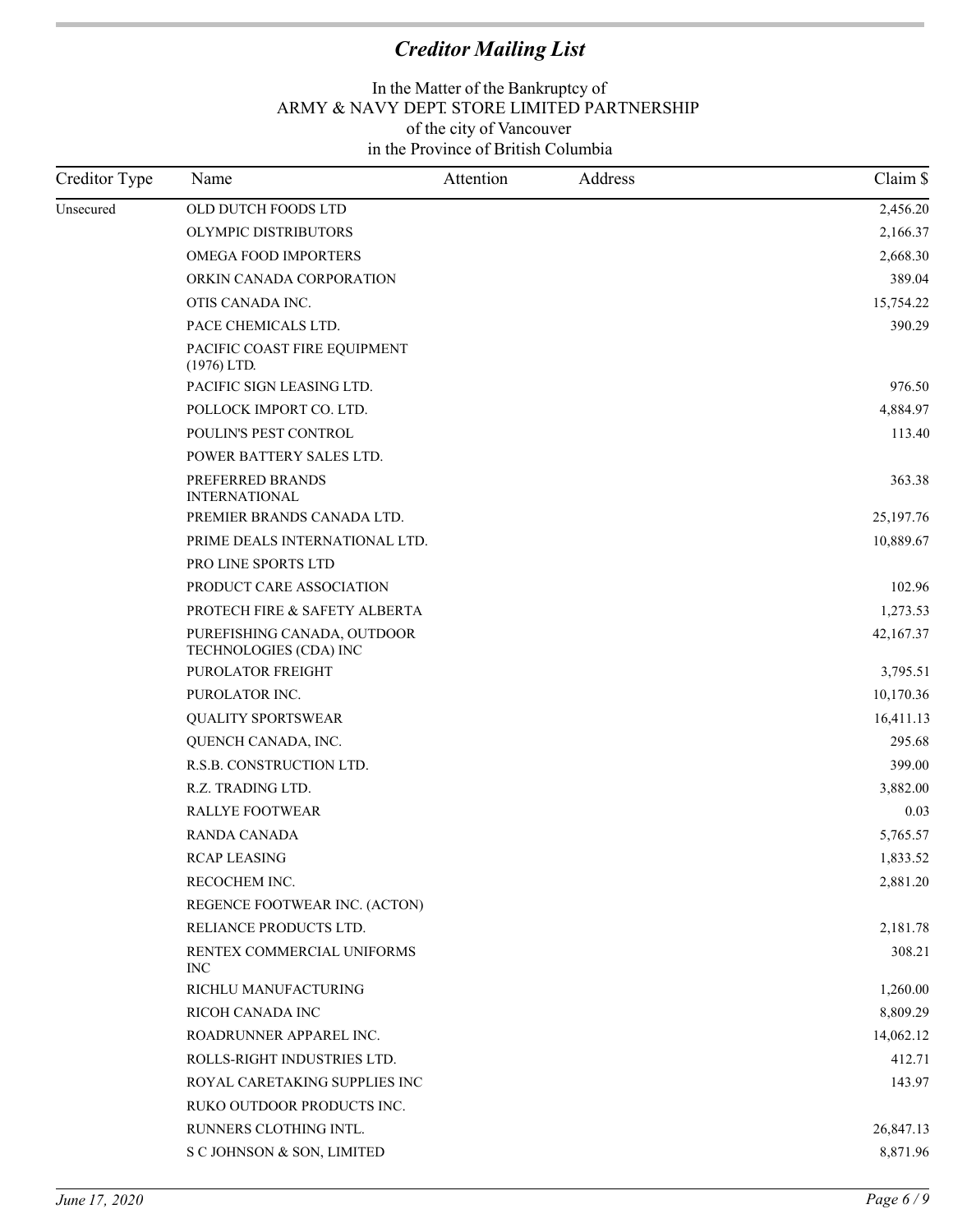# *Creditor Mailing List*

In the Matter of the Bankruptcy of
ARMY & NAVY DEPT. STORE LIMITED PARTNERSHIP
of the city of Vancouver
in the Province of British Columbia

| Creditor Type | Name | Attention | Address | Claim $ |
|---|---|---|---|---|
| Unsecured | OLD DUTCH FOODS LTD | | | 2,456.20 |
| | OLYMPIC DISTRIBUTORS | | | 2,166.37 |
| | OMEGA FOOD IMPORTERS | | | 2,668.30 |
| | ORKIN CANADA CORPORATION | | | 389.04 |
| | OTIS CANADA INC. | | | 15,754.22 |
| | PACE CHEMICALS LTD. | | | 390.29 |
| | PACIFIC COAST FIRE EQUIPMENT (1976) LTD. | | | |
| | PACIFIC SIGN LEASING LTD. | | | 976.50 |
| | POLLOCK IMPORT CO. LTD. | | | 4,884.97 |
| | POULIN'S PEST CONTROL | | | 113.40 |
| | POWER BATTERY SALES LTD. | | | |
| | PREFERRED BRANDS INTERNATIONAL | | | 363.38 |
| | PREMIER BRANDS CANADA LTD. | | | 25,197.76 |
| | PRIME DEALS INTERNATIONAL LTD. | | | 10,889.67 |
| | PRO LINE SPORTS LTD | | | |
| | PRODUCT CARE ASSOCIATION | | | 102.96 |
| | PROTECH FIRE & SAFETY ALBERTA | | | 1,273.53 |
| | PUREFISHING CANADA, OUTDOOR TECHNOLOGIES (CDA) INC | | | 42,167.37 |
| | PUROLATOR FREIGHT | | | 3,795.51 |
| | PUROLATOR INC. | | | 10,170.36 |
| | QUALITY SPORTSWEAR | | | 16,411.13 |
| | QUENCH CANADA, INC. | | | 295.68 |
| | R.S.B. CONSTRUCTION LTD. | | | 399.00 |
| | R.Z. TRADING LTD. | | | 3,882.00 |
| | RALLYE FOOTWEAR | | | 0.03 |
| | RANDA CANADA | | | 5,765.57 |
| | RCAP LEASING | | | 1,833.52 |
| | RECOCHEM INC. | | | 2,881.20 |
| | REGENCE FOOTWEAR INC. (ACTON) | | | |
| | RELIANCE PRODUCTS LTD. | | | 2,181.78 |
| | RENTEX COMMERCIAL UNIFORMS INC | | | 308.21 |
| | RICHLU MANUFACTURING | | | 1,260.00 |
| | RICOH CANADA INC | | | 8,809.29 |
| | ROADRUNNER APPAREL INC. | | | 14,062.12 |
| | ROLLS-RIGHT INDUSTRIES LTD. | | | 412.71 |
| | ROYAL CARETAKING SUPPLIES INC | | | 143.97 |
| | RUKO OUTDOOR PRODUCTS INC. | | | |
| | RUNNERS CLOTHING INTL. | | | 26,847.13 |
| | S C JOHNSON & SON, LIMITED | | | 8,871.96 |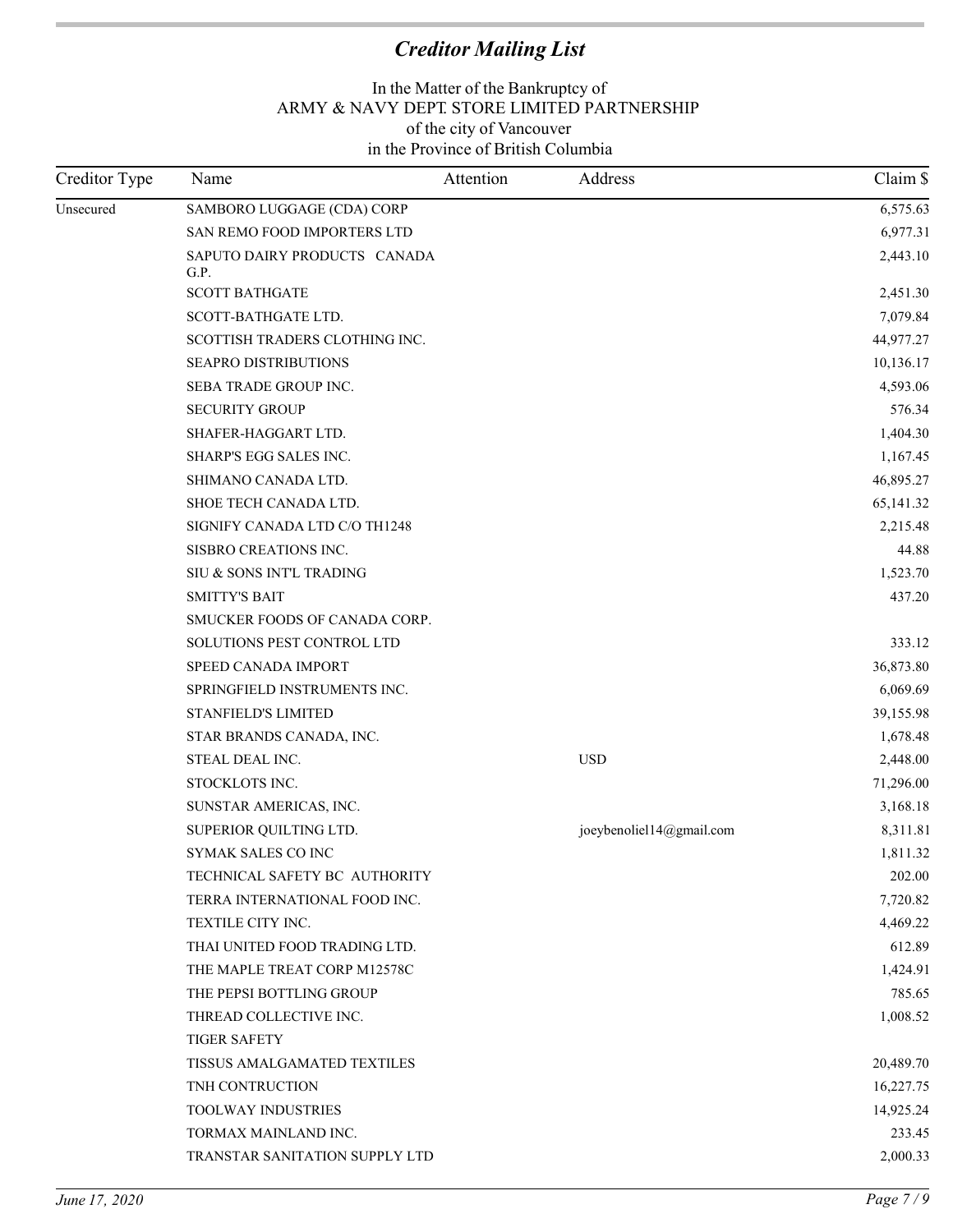# *Creditor Mailing List*

In the Matter of the Bankruptcy of
ARMY & NAVY DEPT. STORE LIMITED PARTNERSHIP
of the city of Vancouver
in the Province of British Columbia

| Creditor Type | Name | Attention | Address | Claim $ |
|---|---|---|---|---|
| Unsecured | SAMBORO LUGGAGE (CDA) CORP | | | 6,575.63 |
| | SAN REMO FOOD IMPORTERS LTD | | | 6,977.31 |
| | SAPUTO DAIRY PRODUCTS CANADA G.P. | | | 2,443.10 |
| | SCOTT BATHGATE | | | 2,451.30 |
| | SCOTT-BATHGATE LTD. | | | 7,079.84 |
| | SCOTTISH TRADERS CLOTHING INC. | | | 44,977.27 |
| | SEAPRO DISTRIBUTIONS | | | 10,136.17 |
| | SEBA TRADE GROUP INC. | | | 4,593.06 |
| | SECURITY GROUP | | | 576.34 |
| | SHAFER-HAGGART LTD. | | | 1,404.30 |
| | SHARP'S EGG SALES INC. | | | 1,167.45 |
| | SHIMANO CANADA LTD. | | | 46,895.27 |
| | SHOE TECH CANADA LTD. | | | 65,141.32 |
| | SIGNIFY CANADA LTD C/O TH1248 | | | 2,215.48 |
| | SISBRO CREATIONS INC. | | | 44.88 |
| | SIU & SONS INT'L TRADING | | | 1,523.70 |
| | SMITTY'S BAIT | | | 437.20 |
| | SMUCKER FOODS OF CANADA CORP. | | | |
| | SOLUTIONS PEST CONTROL LTD | | | 333.12 |
| | SPEED CANADA IMPORT | | | 36,873.80 |
| | SPRINGFIELD INSTRUMENTS INC. | | | 6,069.69 |
| | STANFIELD'S LIMITED | | | 39,155.98 |
| | STAR BRANDS CANADA, INC. | | | 1,678.48 |
| | STEAL DEAL INC. | | USD | 2,448.00 |
| | STOCKLOTS INC. | | | 71,296.00 |
| | SUNSTAR AMERICAS, INC. | | | 3,168.18 |
| | SUPERIOR QUILTING LTD. | | joeybenoliel14@gmail.com | 8,311.81 |
| | SYMAK SALES CO INC | | | 1,811.32 |
| | TECHNICAL SAFETY BC AUTHORITY | | | 202.00 |
| | TERRA INTERNATIONAL FOOD INC. | | | 7,720.82 |
| | TEXTILE CITY INC. | | | 4,469.22 |
| | THAI UNITED FOOD TRADING LTD. | | | 612.89 |
| | THE MAPLE TREAT CORP M12578C | | | 1,424.91 |
| | THE PEPSI BOTTLING GROUP | | | 785.65 |
| | THREAD COLLECTIVE INC. | | | 1,008.52 |
| | TIGER SAFETY | | | |
| | TISSUS AMALGAMATED TEXTILES | | | 20,489.70 |
| | TNH CONTRUCTION | | | 16,227.75 |
| | TOOLWAY INDUSTRIES | | | 14,925.24 |
| | TORMAX MAINLAND INC. | | | 233.45 |
| | TRANSTAR SANITATION SUPPLY LTD | | | 2,000.33 |

*June 17, 2020*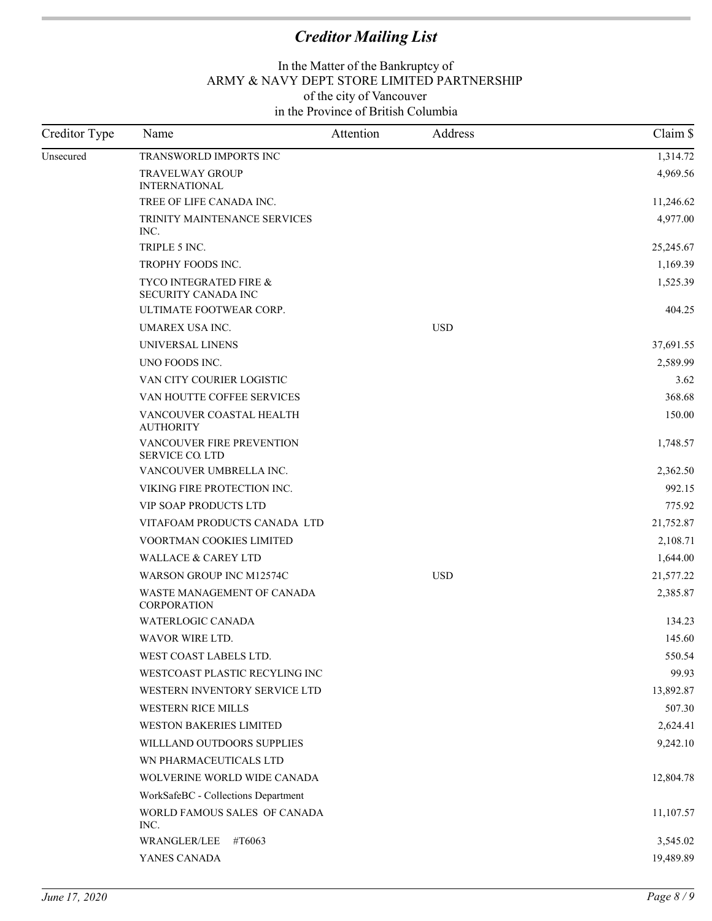# *Creditor Mailing List*

In the Matter of the Bankruptcy of
ARMY & NAVY DEPT. STORE LIMITED PARTNERSHIP
of the city of Vancouver
in the Province of British Columbia

| Creditor Type | Name | Attention | Address | Claim $ |
|---|---|---|---|---|
| Unsecured | TRANSWORLD IMPORTS INC | | | 1,314.72 |
| | TRAVELWAY GROUP INTERNATIONAL | | | 4,969.56 |
| | TREE OF LIFE CANADA INC. | | | 11,246.62 |
| | TRINITY MAINTENANCE SERVICES INC. | | | 4,977.00 |
| | TRIPLE 5 INC. | | | 25,245.67 |
| | TROPHY FOODS INC. | | | 1,169.39 |
| | TYCO INTEGRATED FIRE & SECURITY CANADA INC | | | 1,525.39 |
| | ULTIMATE FOOTWEAR CORP. | | | 404.25 |
| | UMAREX USA INC. | | USD | |
| | UNIVERSAL LINENS | | | 37,691.55 |
| | UNO FOODS INC. | | | 2,589.99 |
| | VAN CITY COURIER LOGISTIC | | | 3.62 |
| | VAN HOUTTE COFFEE SERVICES | | | 368.68 |
| | VANCOUVER COASTAL HEALTH AUTHORITY | | | 150.00 |
| | VANCOUVER FIRE PREVENTION SERVICE CO. LTD | | | 1,748.57 |
| | VANCOUVER UMBRELLA INC. | | | 2,362.50 |
| | VIKING FIRE PROTECTION INC. | | | 992.15 |
| | VIP SOAP PRODUCTS LTD | | | 775.92 |
| | VITAFOAM PRODUCTS CANADA LTD | | | 21,752.87 |
| | VOORTMAN COOKIES LIMITED | | | 2,108.71 |
| | WALLACE & CAREY LTD | | | 1,644.00 |
| | WARSON GROUP INC M12574C | | USD | 21,577.22 |
| | WASTE MANAGEMENT OF CANADA CORPORATION | | | 2,385.87 |
| | WATERLOGIC CANADA | | | 134.23 |
| | WAVOR WIRE LTD. | | | 145.60 |
| | WEST COAST LABELS LTD. | | | 550.54 |
| | WESTCOAST PLASTIC RECYLING INC | | | 99.93 |
| | WESTERN INVENTORY SERVICE LTD | | | 13,892.87 |
| | WESTERN RICE MILLS | | | 507.30 |
| | WESTON BAKERIES LIMITED | | | 2,624.41 |
| | WILLLAND OUTDOORS SUPPLIES | | | 9,242.10 |
| | WN PHARMACEUTICALS LTD | | | |
| | WOLVERINE WORLD WIDE CANADA | | | 12,804.78 |
| | WorkSafeBC - Collections Department | | | |
| | WORLD FAMOUS SALES OF CANADA INC. | | | 11,107.57 |
| | WRANGLER/LEE #T6063 | | | 3,545.02 |
| | YANES CANADA | | | 19,489.89 |

*June 17, 2020*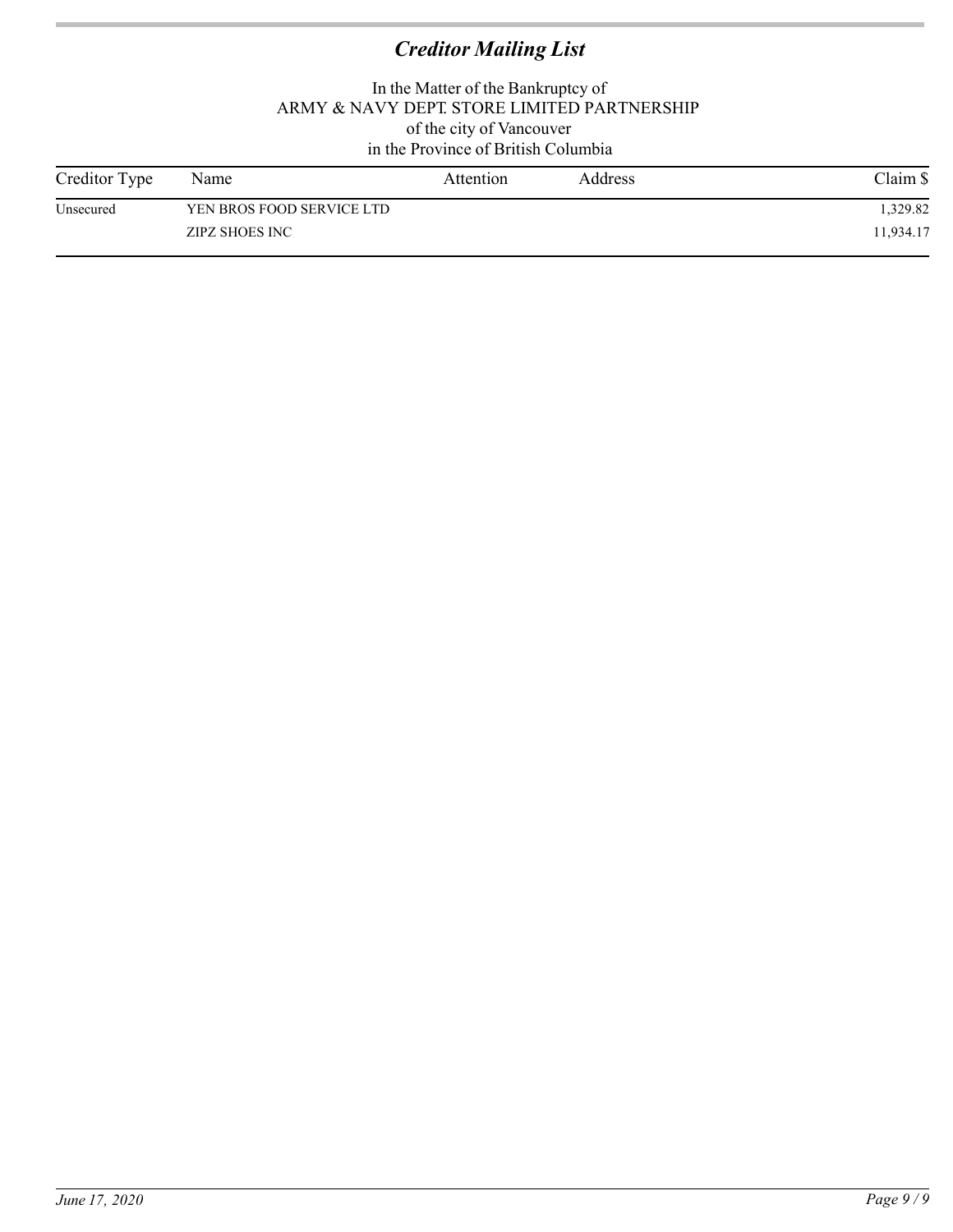# *Creditor Mailing List*

In the Matter of the Bankruptcy of
ARMY & NAVY DEPT. STORE LIMITED PARTNERSHIP
of the city of Vancouver
in the Province of British Columbia

| Creditor Type | Name | Attention | Address | Claim $ |
|---|---|---|---|---|
| Unsecured | YEN BROS FOOD SERVICE LTD | | | 1,329.82 |
| | ZIPZ SHOES INC | | | 11,934.17 |

*June 17, 2020*